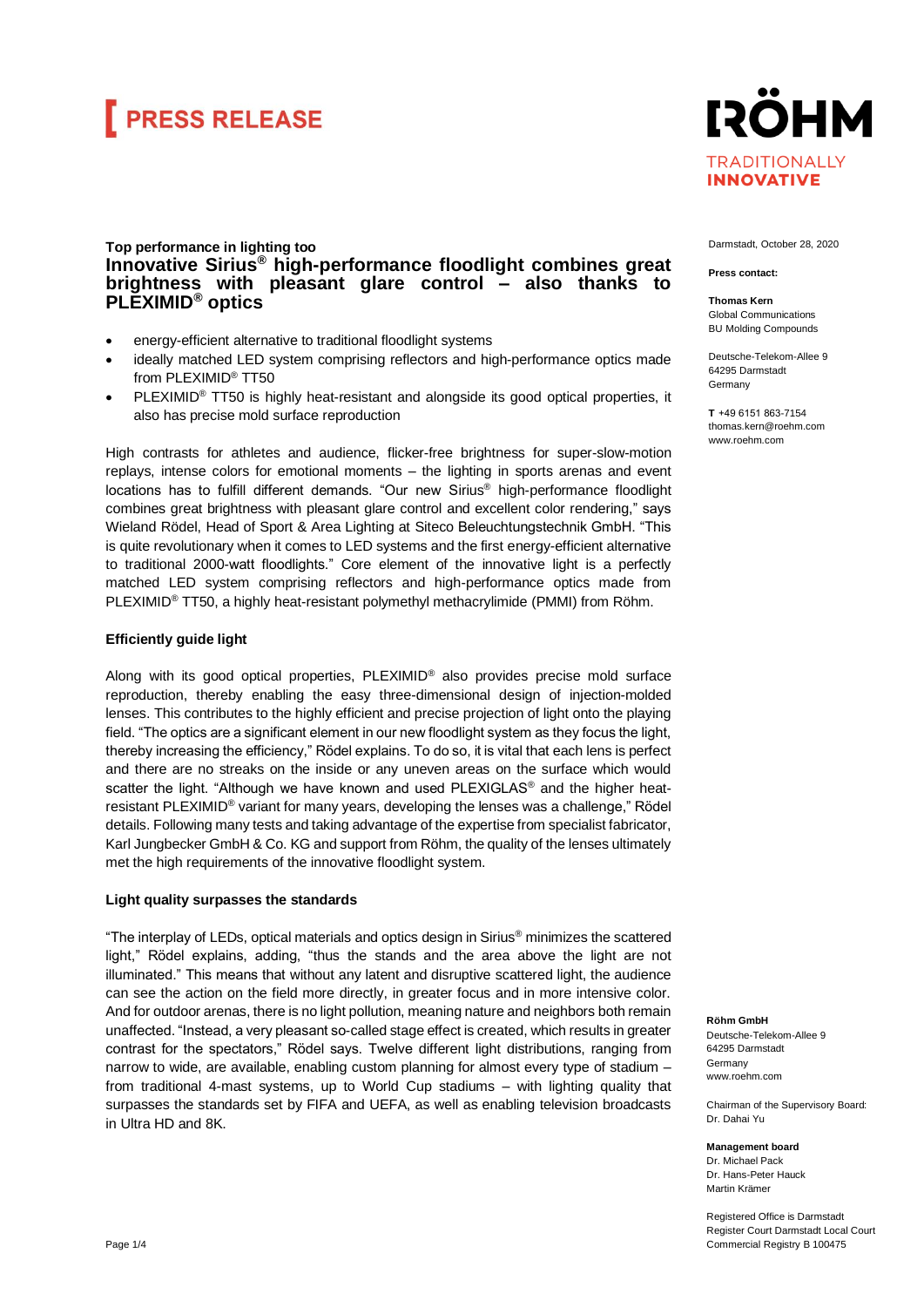# PRESS RELEASE

**RÖHM**
TRADITIONALLY
**INNOVATIVE**

Darmstadt, October 28, 2020

**Press contact:**

**Thomas Kern**
Global Communications
BU Molding Compounds

Deutsche-Telekom-Allee 9
64295 Darmstadt
Germany

**T** +49 6151 863-7154
thomas.kern@roehm.com
www.roehm.com

**Top performance in lighting too**

## Innovative Sirius® high-performance floodlight combines great brightness with pleasant glare control – also thanks to PLEXIMID® optics

- energy-efficient alternative to traditional floodlight systems
- ideally matched LED system comprising reflectors and high-performance optics made from PLEXIMID® TT50
- PLEXIMID® TT50 is highly heat-resistant and alongside its good optical properties, it also has precise mold surface reproduction

High contrasts for athletes and audience, flicker-free brightness for super-slow-motion replays, intense colors for emotional moments – the lighting in sports arenas and event locations has to fulfill different demands. "Our new Sirius® high-performance floodlight combines great brightness with pleasant glare control and excellent color rendering," says Wieland Rödel, Head of Sport & Area Lighting at Siteco Beleuchtungstechnik GmbH. "This is quite revolutionary when it comes to LED systems and the first energy-efficient alternative to traditional 2000-watt floodlights." Core element of the innovative light is a perfectly matched LED system comprising reflectors and high-performance optics made from PLEXIMID® TT50, a highly heat-resistant polymethyl methacrylimide (PMMI) from Röhm.

### Efficiently guide light

Along with its good optical properties, PLEXIMID® also provides precise mold surface reproduction, thereby enabling the easy three-dimensional design of injection-molded lenses. This contributes to the highly efficient and precise projection of light onto the playing field. "The optics are a significant element in our new floodlight system as they focus the light, thereby increasing the efficiency," Rödel explains. To do so, it is vital that each lens is perfect and there are no streaks on the inside or any uneven areas on the surface which would scatter the light. "Although we have known and used PLEXIGLAS® and the higher heat-resistant PLEXIMID® variant for many years, developing the lenses was a challenge," Rödel details. Following many tests and taking advantage of the expertise from specialist fabricator, Karl Jungbecker GmbH & Co. KG and support from Röhm, the quality of the lenses ultimately met the high requirements of the innovative floodlight system.

### Light quality surpasses the standards

"The interplay of LEDs, optical materials and optics design in Sirius® minimizes the scattered light," Rödel explains, adding, "thus the stands and the area above the light are not illuminated." This means that without any latent and disruptive scattered light, the audience can see the action on the field more directly, in greater focus and in more intensive color. And for outdoor arenas, there is no light pollution, meaning nature and neighbors both remain unaffected. "Instead, a very pleasant so-called stage effect is created, which results in greater contrast for the spectators," Rödel says. Twelve different light distributions, ranging from narrow to wide, are available, enabling custom planning for almost every type of stadium – from traditional 4-mast systems, up to World Cup stadiums – with lighting quality that surpasses the standards set by FIFA and UEFA, as well as enabling television broadcasts in Ultra HD and 8K.

**Röhm GmbH**
Deutsche-Telekom-Allee 9
64295 Darmstadt
Germany
www.roehm.com

Chairman of the Supervisory Board:
Dr. Dahai Yu

**Management board**
Dr. Michael Pack
Dr. Hans-Peter Hauck
Martin Krämer

Registered Office is Darmstadt
Register Court Darmstadt Local Court
Commercial Registry B 100475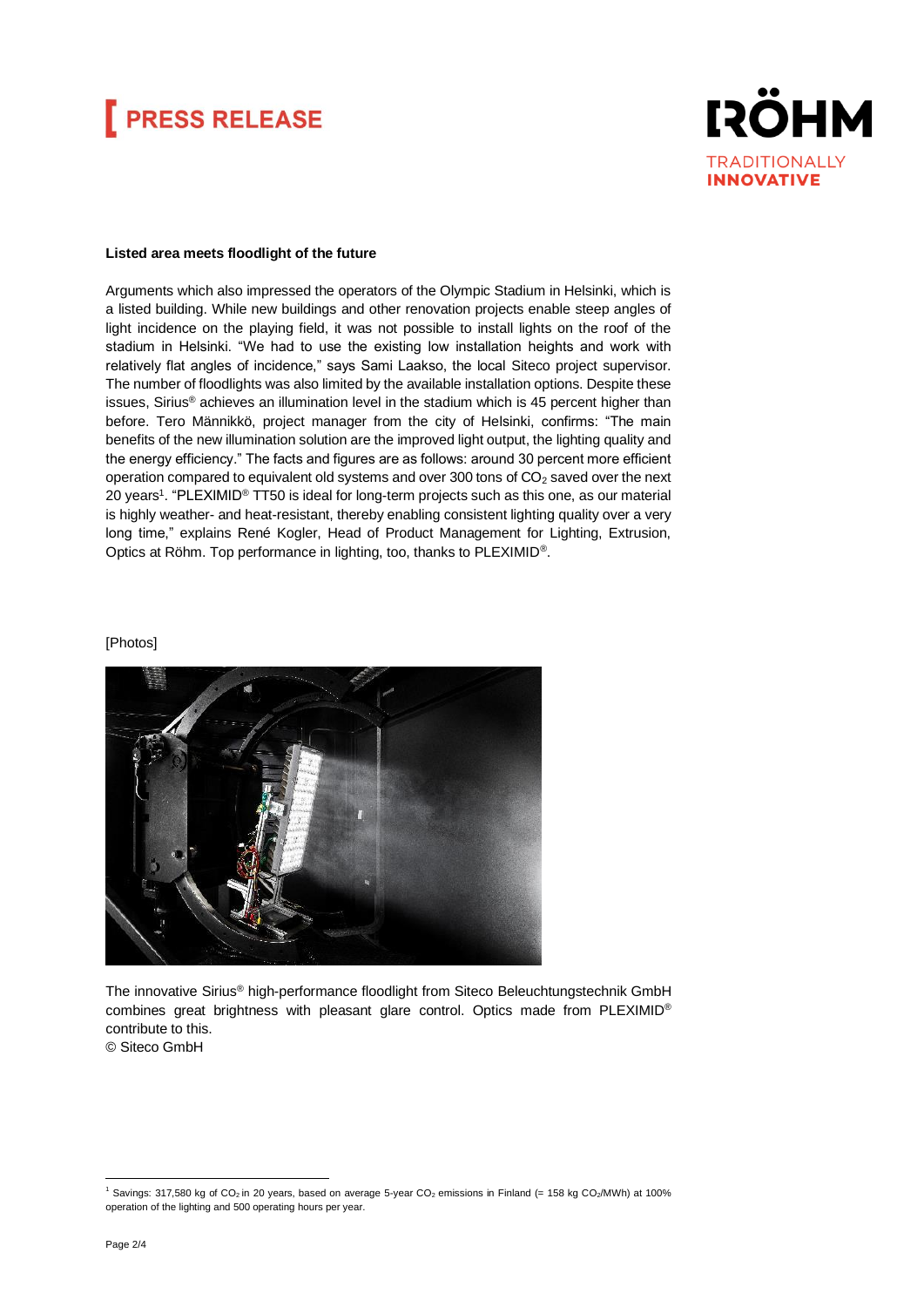**Listed area meets floodlight of the future**

Arguments which also impressed the operators of the Olympic Stadium in Helsinki, which is a listed building. While new buildings and other renovation projects enable steep angles of light incidence on the playing field, it was not possible to install lights on the roof of the stadium in Helsinki. "We had to use the existing low installation heights and work with relatively flat angles of incidence," says Sami Laakso, the local Siteco project supervisor. The number of floodlights was also limited by the available installation options. Despite these issues, Sirius® achieves an illumination level in the stadium which is 45 percent higher than before. Tero Männikkö, project manager from the city of Helsinki, confirms: "The main benefits of the new illumination solution are the improved light output, the lighting quality and the energy efficiency." The facts and figures are as follows: around 30 percent more efficient operation compared to equivalent old systems and over 300 tons of $CO_2$ saved over the next 20 years[1]. "PLEXIMID® TT50 is ideal for long-term projects such as this one, as our material is highly weather- and heat-resistant, thereby enabling consistent lighting quality over a very long time," explains René Kogler, Head of Product Management for Lighting, Extrusion, Optics at Röhm. Top performance in lighting, too, thanks to PLEXIMID®.

[Photos]

The innovative Sirius® high-performance floodlight from Siteco Beleuchtungstechnik GmbH combines great brightness with pleasant glare control. Optics made from PLEXIMID® contribute to this.
© Siteco GmbH

[1] Savings: 317,580 kg of $CO_2$ in 20 years, based on average 5-year $CO_2$ emissions in Finland (= 158 kg $CO_2$/MWh) at 100% operation of the lighting and 500 operating hours per year.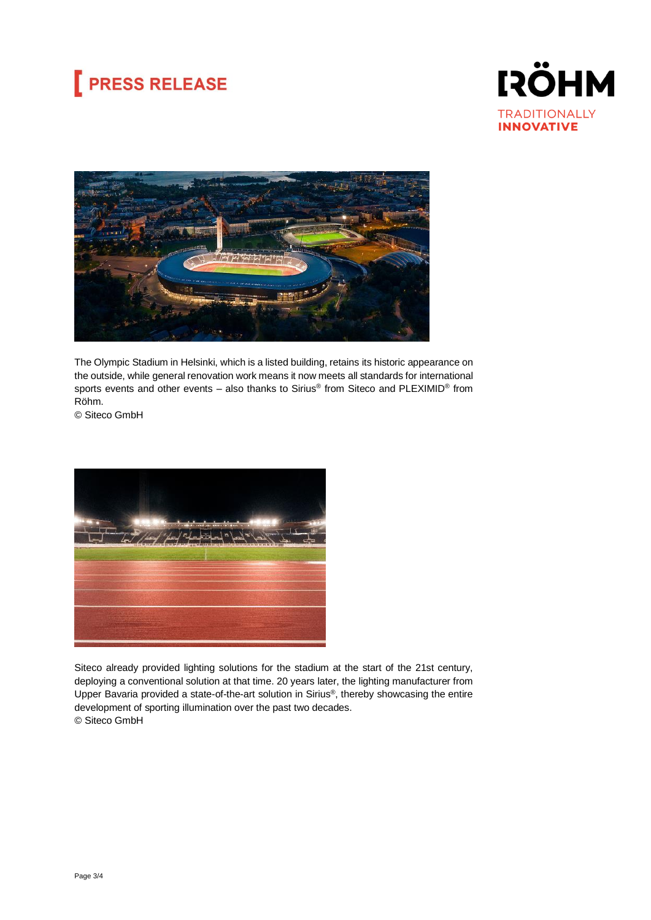The Olympic Stadium in Helsinki, which is a listed building, retains its historic appearance on the outside, while general renovation work means it now meets all standards for international sports events and other events – also thanks to Sirius® from Siteco and PLEXIMID® from Röhm.
© Siteco GmbH

Siteco already provided lighting solutions for the stadium at the start of the 21st century, deploying a conventional solution at that time. 20 years later, the lighting manufacturer from Upper Bavaria provided a state-of-the-art solution in Sirius®, thereby showcasing the entire development of sporting illumination over the past two decades.
© Siteco GmbH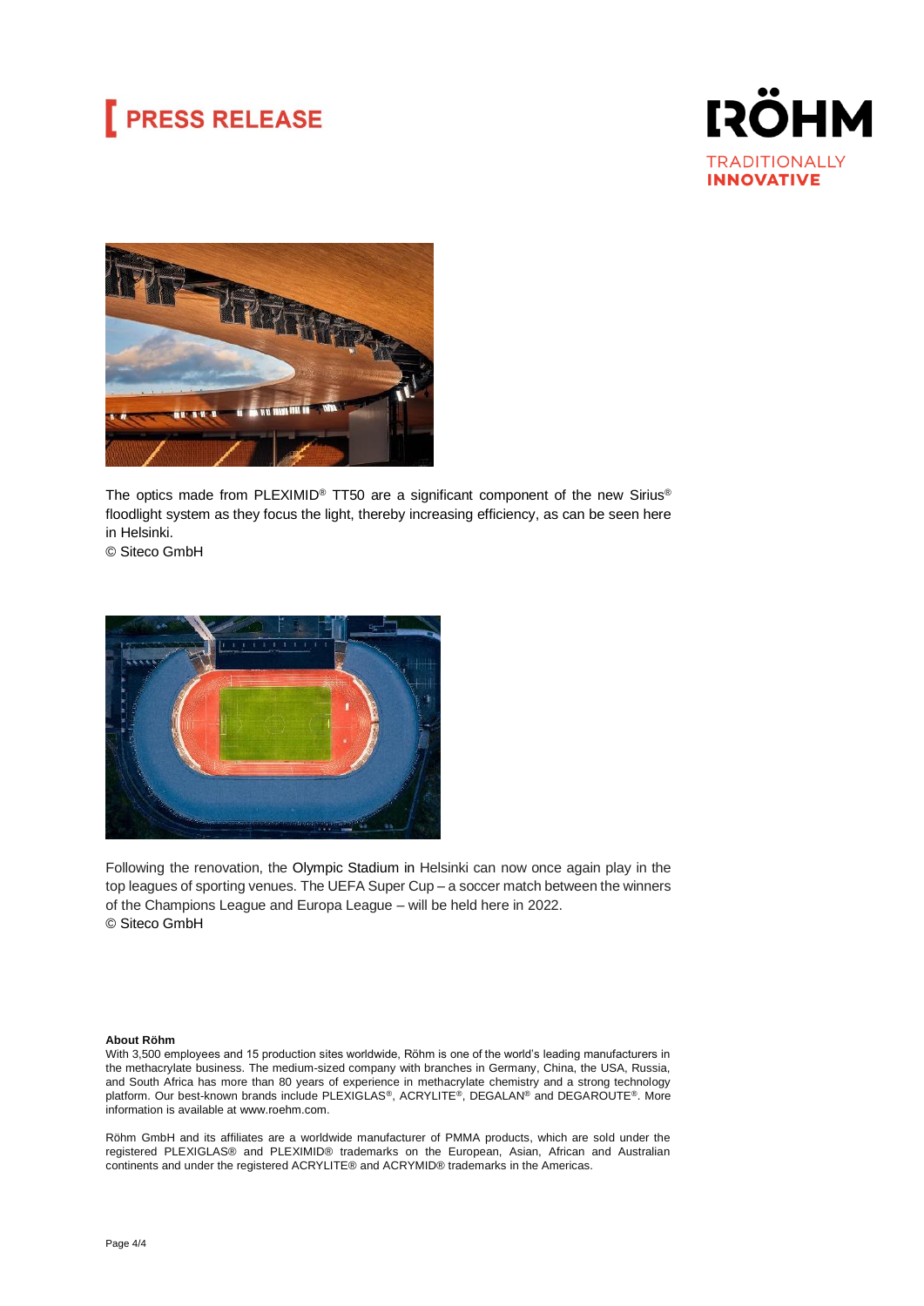The optics made from PLEXIMID® TT50 are a significant component of the new Sirius® floodlight system as they focus the light, thereby increasing efficiency, as can be seen here in Helsinki.
© Siteco GmbH

Following the renovation, the Olympic Stadium in Helsinki can now once again play in the top leagues of sporting venues. The UEFA Super Cup – a soccer match between the winners of the Champions League and Europa League – will be held here in 2022.
© Siteco GmbH

**About Röhm**
With 3,500 employees and 15 production sites worldwide, Röhm is one of the world's leading manufacturers in the methacrylate business. The medium-sized company with branches in Germany, China, the USA, Russia, and South Africa has more than 80 years of experience in methacrylate chemistry and a strong technology platform. Our best-known brands include PLEXIGLAS®, ACRYLITE®, DEGALAN® and DEGAROUTE®. More information is available at www.roehm.com.

Röhm GmbH and its affiliates are a worldwide manufacturer of PMMA products, which are sold under the registered PLEXIGLAS® and PLEXIMID® trademarks on the European, Asian, African and Australian continents and under the registered ACRYLITE® and ACRYMID® trademarks in the Americas.